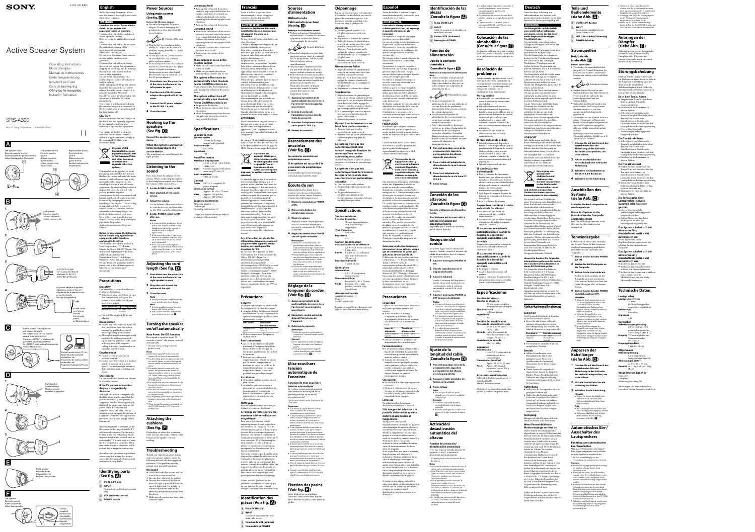# SONY

4-163-341-**21**(1)

# Active Speaker System

Operating Instructions
Mode d'emploi
Manual de instrucciones
Bedienungsanleitung
Istruzioni per l'uso
Gebruiksaanwijzing
Οδηγίες Λειτουργίας
Kullanım Talimatları

SRS-A300

©2010 Sony Corporation Printed in China

A

Left speaker (rear)
Enceinte gauche (arrière)
Altavoz izquierdo (parte posterior)
Linker Lautsprecher (Rückseite)

Left speaker (front)
Enceinte gauche (avant)
Altavoz izquierdo (parte frontal)
Linker Lautsprecher (Vorderseite)

Right speaker (front)
Enceinte droite (avant)
Altavoz derecho (parte frontal)
Rechter Lautsprecher (Vorderseite)

B

Left speaker
Enceinte gauche
Altavoz izquierdo
Linker Lautsprecher

to DC IN 5.2 V jack
vers la prise DC IN 5.2 V
a la toma DC IN 5.2 V
an DC IN 5.2 V-Buchse

AC power adaptor (supplied)
Adaptateur secteur (fourni)
Adaptador de alimentación de ca (suministrado)
Netzteil (mitgeliefert)

to wall outlet
vers la prise murale
a la toma de pared
an Netzsteckdose

C

To LINE OUT or to headphones jack (stereo mini jack)
Vers la prise LINE OUT ou la prise casque (mini-prise stéréo)
A la toma LINE OUT o a la toma de auriculares (minitoma estéreo)
An LINE OUT oder an Kopfhörerbuchse (Stereo-Ministecker)

Portable audio device, PC, etc.
Appareil audio portable, ordinateur, etc.
Dispositivo de audio portátil, ordenador, etc.
Tragbares Audiogerät, PC usw.

D

Left speaker
Enceinte gauche
Altavoz izquierdo
Linker Lautsprecher

E

Right speaker
Enceinte droite
Altavoz derecho
Rechter Lautsprecher

F

Left speaker
Enceinte gauche
Altavoz izquierdo
Linker Lautsprecher

Cushion (supplied)
Patin (fourni)
Almohadilla (suministrada)
Dämpfer (mitgeliefert)

## English

Before operating the system, please read this manual thoroughly and retain it for future reference.

### WARNING

**To reduce the risk of fire or electric shock, do not expose this apparatus to rain or moisture.**

To reduce the risk of electrical shock, do not open the cabinet. Refer servicing to qualified personnel only.

To reduce the risk of fire, do not cover the ventilation opening of the apparatus with newspapers, tablecloths, curtains, etc.
Do not place the naked flame sources such as lighted candles on the apparatus.

To reduce the risk of fire or electric shock, do not expose this apparatus to dripping or splashing, and do not place objects filled with liquids, such as vases, on the apparatus.

Do not install the appliance in a confined space, such as a bookcase or built-in cabinet.

As the main plug of AC power adaptor is used to disconnect the AC power adaptor from the mains, connect it to an easily accessible AC outlet. Should you notice an abnormality in it, disconnect it from the AC outlet immediately.

The system is not disconnected from the mains as long as it is connected to the AC outlet, even if the system itself has been turned off.

### CAUTION

You are cautioned that any changes or modifications not expressly approved in this manual could void your authority to operate this equipment.

The validity of the CE marking is restricted to only those countries where it is legally enforced, mainly in the countries EEA (European Economic Area).

**Disposal of Old Electrical & Electronic Equipment (Applicable in the European Union and other European countries with separate collection systems)**

This symbol on the product or on its packaging indicates that this product shall not be treated as household waste. Instead it shall be handed over to the applicable collection point for the recycling of electrical and electronic equipment. By ensuring this product is disposed of correctly, you will help prevent potential negative consequences for the environment and human health, which could otherwise be caused by inappropriate waste handling of this product. The recycling of materials will help to conserve natural resources. For more detailed information about recycling of this product, please contact your local Civic Office, your household waste disposal service or the shop where you purchased the product.
Applicable accessories: AC power adaptor

**Notice for customers: the following information is only applicable to equipment sold in countries applying EU directives.**

The manufacturer of this product is Sony Corporation, 1-7-1 Konan Minato-ku Tokyo, 108-0075 Japan. The Authorized Representative for EMC and product safety is Sony Deutschland GmbH, Hedelfinger Strasse 61, 70327 Stuttgart, Germany. For any service or guarantee matters please refer to the addresses given in separate service or guarantee documents.

## Precautions

### On safety

The nameplate is located on the rear exterior of the system.

- Before operating the system, be sure that the operating voltage of the system is identical to that of your local power supply.

| Where purchased | Operating voltage |
|---|---|
| All countries/regions | 100 V – 240 V AC, 50/60 Hz |

- Use only the supplied AC power adaptor.

### On operation

- Should any solid object or liquid fall into the system, have the system checked by qualified personnel before operating it any further.
- Although this system is magnetically shielded, do not leave recorded tapes, watches, personal credit cards, or floppy disks with magnetic coding in front of the system for an extended period of time.

### On placement

- Do not set the speakers in an inclined position.
- Do not leave the system in a location near heat sources, or in a place subject to direct sunlight, excessive dust, moisture, rain or mechanical shock.

### On cleaning

Do not use alcohol, benzine or thinner to clean the cabinet.

### If the TV picture or monitor display is magnetically distorted

Although this system is magnetically shielded, there may be cases that the picture on some TV sets/personal computers may become magnetically distorted. In such a case, turn off the power of the TV set/personal computer once, and after 15 to 30 minutes turn it on again. In the case of a personal computer, take appropriate measures such as data storage before turning off.

If no improvement is apparent, locate the system further away from the TV set/personal computer. Furthermore, be sure not to place objects in which magnets are attached or used, such as audio racks, TV stands, toys, etc. near the TV set/personal computer. These may cause magnetic distortion to the picture due to magnetic interaction.

If you have any questions or problems concerning this system that are not covered in this manual, please consult your nearest Sony dealer.

## Identifying parts (See fig. A)

1. DC IN 5.2V jack
2. INPUT
   Connecting cord with stereo mini plug
3. VOL (volume) control
4. POWER switch

## Power Sources

### Using mains power (See fig. B)

**Note on the AC power adaptor**
- Use only the supplied AC power adaptor. To avoid damaging the speakers do not use any other AC power adaptor.

Polarity of the plug

- Plug the AC power adaptor into a nearby AC outlet. In the case of a problem, unplug from the AC outlet immediately.
- Do not use the AC power adaptor on a hoodshelf or in a confined place, such as a bookcase.
- To avoid fire or electric shock do not use the AC power adaptor in any subject to liquid or moisture. Furthermore, do not place liquid-filled vessels, such as vases, etc., on the AC power adaptor.

1. **Press down near the projection of the cover of the left speaker to open.**
2. **Pass the cord of the AC power adaptor through the slit of the speaker.**
3. **Connect the AC power adaptor to the DC IN 5.2V jack.**
4. **Close the cover.**

## Hooking up the speakers (See fig. C)

**Connect the speaker to a source device.**

**When the system is connected to the monaural jack of a source device**
The sound will not come through the right speaker.

## Listening to the sound

First, turn down the volume on this system. When connecting the system to the headphones output, turn down the volume of the source device.

1. **Set the POWER switch to ON.**
2. **Start playback of the source device.**
3. **Adjust the volume.**
   Set the volume of the source device to a moderate level, and then turn up the VOL control on this system.
4. **Set the POWER switch to OFF after use.**

**Notes**
- If connecting the speakers to a device with a built-in radio or tuner, radio broadcasts may not be received or sensitivity may be reduced significantly.
- If the source device has a bass boost function or equalizer function, set it off. If these functions are on, sound may be distorted.
- If the source device's headphone output has a line mode, better sound will be obtained if you set it to the line mode. Refer to the operating instructions of the source device.

## Adjusting the cord length (See fig. D)

1. **Press down near the projection of the cover on the rear of the right speaker to open.**
2. **Wrap the cord around the retainer of the unit.**
3. **Close the cover.**

**Note**
- Avoid pinching the cord between the cover and the unit when closing.

**Hint**
- It is also possible to adjust the cord length of the left speaker.
- You can also store the cord into the space in the cover (see fig. E).

## Turning the speaker on/off automatically

### Auto Power On/Off function

If no signal is input for about 90 seconds or more*, the system turns off automatically.

* This may vary according to how the speaker is used.

**Notes**
- If the input signal level is too low, the system will not turn on automatically.
- If a device that generates noise, such as a mobile phone, is used by the system, the system may be turned on automatically by the noise.
- If a mobile phone is connected to the system, the system may be turned on automatically by a receiving or a sending call. When connecting a mobile phone, turn off the system manually by the POWER switch.
- The system may not turn off automatically because of external noise, depending on the source device.
- If no device is connected, the system may turn off automatically or may turn on unintentionally.
- The frequency of the input signal may not be heard, depending on the input signal.
- When leaving the system unattended, set the POWER switch to OFF to prevent malfunction.

## Attaching the cushions (See fig. F)

Depending on where the speaker is used, you can attach the cushions to the bottom of the speaker to avoid vibration.

## Troubleshooting

Should you experience any problems with your speaker system, check the following list and take the suggested measures. If the problem persists, consult your nearest Sony dealer.

### No sound

- Check that both this system and the source device are turned on.
- Turn up the volume of the system.
- Turn up the volume of the source device as high as possible before the onset of distortion. For details on volume adjustment, refer to the operating instructions supplied with the device.
- Make sure all connections have been correctly made.

### Low sound level

- Turn up the volume of the source device as high as possible before the onset of distortion. For details on volume adjustment, refer to the operating instructions supplied with the device.
- Turn up the volume of the system.

### Distorted sound

- Turn down the volume of the source device. If the source device volume is no longer distorted. For details on volume adjustment, refer to the operating instructions supplied with the device.
- If the source device has a bass boost function, set it to off.
- Turn down the volume of the speakers.

### There is hum or noise in the speaker output

- Make sure all connections have been correctly made.
- Make sure no audio devices are positioned too close to the TV set.

### The system will not turn on automatically when the Auto Power On/Off function is on

When connected to the headphones jack, turn up the volume of the source device.

### The system will not turn off automatically when the Auto Power On/Off function is on

- Re-position the system.
- Move the source device away from the system.
- Move the system away from devices that generate strong interference, such as mobile phones.

## Specifications

**Speaker section**
**Speaker system**
30 mm, Full-range, magnetically shielded
**Enclosure type**
Bass reflex
**Impedance**
4 Ω

**Amplifier section**
**Reference output power**
2.5 W + 2.5 W (10 % T.H.D., 1 kHz, 4 Ω)
**Input**
Connecting cord with stereo mini plug (75 cm) × 1
**Input impedance**
5 kΩ (at 1 kHz)

**General**
**Power**
DC 5.2 V (supplied AC power adaptor)
**Dimensions (w/h/d)**
Approx. 85 × 85 × 75 mm
**Mass**
Approx. 130 g (Left)
Approx. 160 g (Right)

**Supplied accessories**
AC power adaptor (1)
Cushion (1)
Operating instructions (1)

Design and specifications are subject to change without notice.

## Français

Avant d'utiliser le système, lisez attentivement ce mode d'emploi et conservez-le afin de pouvoir le consulter ultérieurement.

### AVERTISSEMENT

**Pour réduire les risques d'incendie ou d'électrocution, n'exposez pas cet appareil à la pluie ou à l'humidité.**

Ne pas ouvrir le boîtier afin d'éviter un choc électrique. Confiez la réparation de l'appareil à un technicien qualifié uniquement.

Pour éviter tout risque d'incendie, ne couvrez pas les orifices de ventilation de l'appareil avec des journaux, des nappes, des rideaux, etc.
Ne placez aucune flamme nue, comme une bougie allumée, sur l'appareil.

Pour éviter tout risque d'incendie ou d'électrocution, n'exposez pas cet appareil aux éclaboussures et évitez de placer des objets remplis de liquide, comme des vases, sur l'appareil.

N'installez pas l'appareil dans un espace confiné, notamment une bibliothèque ou un meuble encastré.

Comme la fiche de l'adaptateur secteur est utilisée pour le débrancher de l'alimentation, branchez-la à une prise secteur facilement accessible. Si vous remarquez une anomalie au niveau de la fiche, débranchez-la immédiatement de la prise secteur.

Le système n'est pas déconnecté de l'alimentation secteur tant qu'il reste branché à la prise secteur, même si le système lui-même a été mis hors tension.

### ATTENTION

Nous vous mettons en garde contre le fait que tout changement ou toute modification non expressément approuvé(e) dans le présent manuel peut annuler vos droits d'utilisation de cet appareil.

La marque CE est valable uniquement dans les pays où elle a force de loi, c'est-à-dire principalement dans les pays de l'EEE (Espace Économique Européen).

**Traitement des appareils électriques et électroniques en fin de vie (Applicable dans les pays de l'Union Européenne et aux autres pays européens disposant de systèmes de collecte sélective)**

Ce symbole, apposé sur le produit ou sur son emballage, indique que ce produit ne doit pas être traité avec les déchets ménagers. Il doit être remis à un point de collecte approprié pour le recyclage des équipements électriques et électroniques. En s'assurant que ce produit est bien mis au rebut de manière appropriée, vous aiderez à prévenir les conséquences négatives potentielles pour l'environnement et la santé humaine. Le recyclage des matériaux aidera à préserver les ressources naturelles. Pour toute information supplémentaire au sujet du recyclage de ce produit, vous pouvez contacter votre municipalité, votre déchetterie ou le magasin où vous avez acheté le produit.
Accessoire compatible : adaptateur secteur

**Avis à l'intention des clients : les informations suivantes concernent uniquement les appareils vendus dans les pays appliquant les directives de l'UE.**

Le fabricant de ce produit est Sony Corporation, 1-7-1 Konan Minato-ku Tokyo, 108-0075 Japon. Le représentant autorisé pour les questions de compatibilité électromagnétique (EMC) et la sécurité des produits est Sony Deutschland GmbH, Hedelfinger Strasse 61, 70327 Stuttgart, Allemagne. Pour toute question relative au SAV ou à la garantie, merci de bien vouloir vous référer aux coordonnées contenues dans les documents relatifs au SAV ou la garantie.

## Précautions

### Sécurité

La plaque signalétique est située sur la face extérieure à l'arrière du système.

- Avant de le faire fonctionner, vérifiez que la tension de fonctionnement du système est identique à celle de votre alimentation secteur locale.

| Lieu d'achat | Tension de fonctionnement |
|---|---|
| Tous les pays/régions | 100 V – 240 V CA, 50/60 Hz |

- Utilisez uniquement l'adaptateur secteur fourni.

### Fonctionnement

- Au cas où un objet ou un liquide tomberait à l'intérieur du système, faites vérifier ce dernier par un technicien qualifié avant de l'utiliser de nouveau.
- Bien que ce système soit magnétiquement blindé, ne laissez pas de bandes enregistrées, de montres, des cartes de crédit ou de disquettes employant un codage magnétique devant le système pendant une période prolongée.

### Installation

- N'installez pas les enceintes sur un plan incliné.
- N'installez pas votre système à proximité de sources de chaleur ni dans un endroit poussiéreux, humide ou soumis à la pluie, aux rayons directs du soleil ou à des chocs mécaniques.

### Nettoyage

Pour nettoyer le boîtier, n'utilisez pas d'alcool, de benzine ou de diluant.

### Si l'image du téléviseur ou du moniteur subit une distorsion magnétique

Bien que ce système soit blindé magnétiquement, il peut se produire des instances où l'image de certains téléviseurs ou écrans d'ordinateur peut devenir déformée magnétiquement. Dans un cas, mettez le téléviseur ou l'ordinateur hors tension et remettez-le sous tension 15 à 30 minutes plus tard. Dans le cas d'un ordinateur, prenez les mesures nécessaires pour sauvegarder les données avant de le mettre hors tension.

Si vous ne constatez pas d'amélioration, éloignez le système du téléviseur ou de l'ordinateur. En outre, ne placez pas d'objets utilisant ou comportant des aimants, comme des meubles audio, des supports de téléviseur, des jouets, etc. près du téléviseur ou de l'ordinateur. Les interactions magnétiques peut provoquer une distorsion de l'image.

Si vous avez des questions ou des problèmes concernant cet appareil, qui ne sont pas abordés dans ce mode d'emploi, consultez votre revendeur Sony le plus proche.

## Identification des pièces (Voir fig. A)

1. Prise DC IN 5.2V
2. INPUT
   Cordon de raccordement avec mini-fiche stéréo
3. Commande VOL (volume)
4. Commutateur POWER

## Sources d'alimentation

### Utilisation de l'alimentation secteur (Voir fig. B)

**Remarque sur l'adaptateur secteur**
- Utilisez uniquement l'adaptateur secteur fourni. N'utilisez aucun autre adaptateur secteur afin d'éviter d'endommager les enceintes.

Polarité de la fiche

- Raccordez l'adaptateur secteur dans une prise secteur située à proximité. En cas de problème, débranchez-la de la prise secteur immédiatement.
- Ne placez pas l'adaptateur secteur sur une étagère ou dans un espace confiné comme un meuble.
- Pour éviter un incendie ou un choc électrique, n'utilisez pas l'adaptateur secteur dans un endroit où il est exposé à des éclaboussures ou à l'humidité. De même, ne placez aucun objet rempli de liquide, comme un vase, sur l'adaptateur secteur.

1. **Appuyez à proximité de la partie saillante du couvercle, à l'arrière de l'enceinte gauche, pour l'ouvrir.**
2. **Insérez le cordon de l'adaptateur secteur dans la fente du couvercle.**
3. **Branchez l'adaptateur secteur sur la prise DC IN 5.2 V.**
4. **Fermez le couvercle.**

## Raccordement des enceintes (Voir fig. C)

**Raccordez les enceintes à un périphérique source.**

**Si le système est raccordé à la prise mono du périphérique source**
Il est possible que le son ne soit pas reproduit dans l'enceinte droite.

## Écoute du son

Baissez d'abord le volume sur le système. Lors du raccordement du système à la sortie casque, baissez le volume du périphérique source.

1. **Réglez le commutateur POWER à ON.**
2. **Démarrez la lecture du périphérique source.**
3. **Réglez le volume.**
   Réglez le volume du périphérique source à un niveau moyen, puis tournez la commande de VOL sur ce système.
4. **Réglez le commutateur POWER sur OFF après utilisation.**

**Remarques**
- Si vous raccordez l'enceinte à un périphérique muni d'une radio ou d'un syntoniseur intégré, la réception radio est impossible ou la sensibilité peut être réduite de façon significative.
- Si le périphérique source comporte une fonction d'amplification des graves ou d'égaliseur, désactivez-la. Si ces fonctions sont activées, le son peut être déformé.
- Si la sortie casque du périphérique source comporte un mode ligne, vous obtiendrez un meilleur son si vous le réglez sur ce mode. Consultez le mode d'emploi du périphérique source.

## Réglage de la longueur du cordon (Voir fig. D)

1. **Appuyez à proximité de la partie saillante du couvercle, à l'arrière de l'enceinte droite, pour l'ouvrir.**
2. **Enroulez le cordon autour du dispositif de retenue de l'appareil.**
3. **Refermez le couvercle.**

**Remarque**
- Évitez de coincer le cordon entre le couvercle et l'appareil lorsque vous le refermez.

**Conseil**
- Il est également possible de régler la longueur du cordon sur l'enceinte gauche.
- Vous pouvez également ranger le cordon dans l'espace situé dans le couvercle (voir fig. E).

## Mise sous/hors tension automatique de l'enceinte

### Fonction de mise sous/hors tension automatique

Le système se met automatiquement hors tension si aucun signal ne lui parvient pendant au moins 90 secondes environ*.

* Peut varier selon le mode d'utilisation de l'enceinte.

**Remarques**
- Si le niveau du signal d'entrée est trop faible, le système ne se met pas automatiquement sous tension.
- Si un périphérique générant des interférences, comme un téléphone mobile, est utilisé près du système, ce dernier peut se mettre automatiquement sous tension en raison de ces interférences.
- Si un téléphone mobile est raccordé au système, ce dernier peut se mettre automatiquement sous tension lors de la réception ou de l'émission d'un appel. Pour raccorder un téléphone mobile, mettez le système hors tension manuellement à l'aide du commutateur POWER.
- Il est possible que le système ne se mette pas automatiquement hors tension en raison de bruit externe, selon le périphérique source.
- Si aucun périphérique n'est raccordé, il se peut que le système ne se mette pas automatiquement hors tension ou qu'il se mette sous tension par inadvertance.
- Selon le signal d'entrée, il se peut que vous n'entendiez pas le son.
- Lorsque vous n'utilisez pas le système, réglez le commutateur POWER sur OFF afin d'éviter tout dysfonctionnement.

## Fixation des patins (Voir fig. F)

Selon l'endroit où vous utilisez l'enceinte, vous pouvez fixer le patin sous le dessous de celle-ci pour éviter les vibrations.

## Dépannage

En cas de problème avec votre système d'enceintes, vérifiez la liste suivante et prenez les mesures suggérées. Si le problème persiste, consultez votre détaillant Sony le plus proche.

### Aucun son

- Vérifiez que cet appareil et le périphérique source sont sous tension.
- Augmentez le volume du système.
- Réglez le volume du périphérique source à un niveau aussi élevé que possible sans que le son ne soit déformé. Pour des détails sur le réglage du volume, consultez le mode d'emploi qui accompagne le périphérique.
- Assurez-vous que tous les raccordements sont corrects.

### Niveau sonore faible

- Réglez le volume du périphérique source à un niveau aussi élevé que possible sans que le son ne soit déformé. Pour des détails sur le réglage du volume, consultez le mode d'emploi qui accompagne le périphérique.
- Augmentez le volume du système.

### Son déformé

- Réglez le volume du périphérique source à un niveau moins élevé jusqu'à ce que le son ne soit plus déformé. Pour des détails sur le réglage du volume, consultez le mode d'emploi qui accompagne le périphérique.
- Si le périphérique source comporte une fonction d'amplification des graves, désactivez-la.
- Diminuez le volume des enceintes.

### Il y a un bourdonnement ou un bruit émis par les enceintes.

- Assurez-vous que tous les raccordements sont corrects.
- Assurez-vous qu'aucun périphérique audio n'est placé trop près du téléviseur.

### Le système n'est pas mis automatiquement sous tension lorsque la fonction de mise sous/hors tension automatique est activée.

Lorsque l'enceinte est raccordée à la prise casque, augmentez le volume du périphérique source.

### Le système n'est pas mis automatiquement hors tension lorsque la fonction de mise sous/hors tension automatique est activée.

- Placez le système à un autre endroit.
- Éloignez le périphérique source du système.
- Éloignez le système des périphériques générant de fortes interférences, comme les téléphones portables.

## Spécifications

**Section enceintes**
**Système d'enceintes**
30 mm, gamme étendue, doté d'un blindage magnétique
**Type d'enceinte**
bass reflex
**Impédance**
4 Ω

**Section amplificateur**
**Puissance de sortie de référence**
2,5 W + 2,5 W (10 % D.H.T., 1 kHz, 4 Ω)
**Entrée**
Cordon de raccordement avec mini-fiche stéréo (75 cm) × 1
**Impédance d'entrée**
5 kΩ (à 1 kHz)

**Généralités**
**Alimentation**
5,2 V CC (adaptateur secteur fourni)
**Dimensions (l/h/p)**
Environ 85 × 85 × 75 mm
**Poids**
Environ 130 g (canal gauche), environ 160 g (canal droit)

**Accessoires fournis**
Adaptateur secteur (1)
Patin (1)
Mode d'emploi (1)

La conception et les spécifications sont sujettes à modification sans préavis.

## Español

Antes de utilizar el sistema, lea este manual atentamente y consérvelo para consultarlo en el futuro.

### ADVERTENCIA

**Para reducir el riesgo de incendios o descargas eléctricas, no exponga este aparato a la lluvia ni a la humedad.**

Para reducir el riesgo de descargas eléctricas, no abra la unidad. Solicite los servicios de reparación únicamente a personal cualificado.

Para reducir el riesgo de incendio, no cubra las aberturas de ventilación del aparato con periódicos, manteles, cortinas, etc.
No coloque sobre el aparato fuentes de llama al descubierto, como velas encendidas.

Para reducir el riesgo de incendios o descargas eléctricas, no exponga este aparato a salpicaduras ni coloque encima objetos que contengan líquidos como, por ejemplo, jarrones.

No instale el aparato en un espacio cerrado, como una estantería o un armario empotrado.

Dado que el enchufe principal del adaptador de alimentación de ca se utiliza para desconectar el adaptador de alimentación de ca de la corriente, conéctelo a una toma de ca de fácil acceso. Si observa cualquier irregularidad en el adaptador, desconéctelo de la toma de ca inmediatamente.

El sistema no se desconectará de la corriente mientras siga conectado a la toma de corriente ca, aunque esté apagado.

### PRECAUCIÓN

Se advierte que cualquier cambio o modificación que no se apruebe de modo explícito en este manual podría anular su autorización para utilizar este equipo.

La validez de la marca CE se limita únicamente a aquellos países en los que la legislación la imponga, especialmente los países de la EEA (Área económica europea).

**Tratamiento de los equipos eléctricos y electrónicos al final de su vida útil (aplicable en la Unión Europea y en países europeos con sistemas de recogida selectiva de residuos)**

Este símbolo en el equipo o el embalaje indica que el presente producto no puede ser tratado como residuos doméstico normal, sino que debe entregarse en el correspondiente punto de recogida de equipos eléctricos y electrónicos. Al asegurarse de que este producto se desecha correctamente, Ud. ayuda a prevenir las consecuencias negativas para el medio ambiente y la salud humana que podrían derivarse de la incorrecta manipulación en el momento de deshacerse de este producto. El reciclaje de materiales ayuda a conservar los recursos naturales. Para recibir información detallada sobre el reciclaje de este producto, póngase en contacto con el ayuntamiento, el punto de recogida más cercano o el establecimiento donde ha adquirido el producto.
Accesorios aplicables: adaptador de alimentación de ca

**Aviso para los clientes: la información siguiente se aplica al equipo que se comercializa en los países que aplican las directivas de la UE**

El fabricante de este producto es Sony Corporation, 1-7-1 Konan Minato-ku Tokyo, 108-0075 Japón. El representante autorizado para EMC y seguridad en el producto es Sony Deutschland GmbH, Hedelfinger Strasse 61, 70327 Stuttgart, Alemania. Para cualquier asunto relacionado con servicio o garantía por favor diríjase a la dirección indicada en los documentos de servicio o garantía adjuntados con el producto.

## Precauciones

### Seguridad

La placa de características se encuentra en la parte posterior del sistema.

- Antes de utilizar el sistema, compruebe si la tensión de la alimentación del sistema es idéntica a la de la fuente de alimentación local.

| Lugar de adquisición | Tensión de alimentación |
|---|---|
| Todos los países/regiones | 100 V – 240 V de ca, 50/60 Hz |

- Utilice solamente el adaptador de alimentación de ca suministrado.

### Funcionamiento

- Si se cae cualquier objeto sólido o líquido en el sistema, haga que un personal cualificado lo revise antes de volver a usarlo.
- Aunque este sistema está magnéticamente protegido, no deje cintas grabadas, relojes, tarjetas de crédito o disquetes que utilicen codificación magnética delante del mismo durante un periodo prolongado de tiempo.

### Colocación

- No coloque los altavoces en posición inclinada.
- No deje el sistema cerca de fuentes de calor, ni en lugares expuestos a la luz solar directa, polvo excesivo, humedad, lluvia o golpes.

### Limpieza

No utilice alcohol, bencina ni disolvente para limpiar la unidad.

### Si la imagen del televisor o la pantalla del monitor aparece distorsionada debido al magnetismo

Aunque este sistema está magnéticamente protegido, es posible que en ciertos casos la imagen de algunos televisores u ordenadores pueda distorsionarse debido al magnetismo. En este caso, apague el televisor o el ordenador y vuelva a encenderlo pasados entre 15 y 30 minutos. En el caso de un ordenador, tome medidas adecuadas como el almacenamiento de datos antes de apagarlo.

Si no se produce una mejora aparente, aleje el sistema del televisor o el ordenador. Además, asegúrese de no colocar objetos que contengan o utilicen imanes, como bastidores de audio, soportes para televisor, juguetes, etc. cerca del televisor o el ordenador. Estos objetos pueden causar distorsión magnética en la imagen debido a la interacción magnética.

Si tiene cualquier pregunta o problema relacionado con este sistema que no se trate en este manual, póngase en contacto con el proveedor Sony más próximo.

## Identificación de las piezas (Consulte la figura A)

1. Toma DC IN 5.2 V
2. INPUT
   Cable de conexión de entrada con minitoma estéreo
3. Control VOL (volumen)
4. Interruptor POWER

## Fuentes de alimentación

### Uso de la corriente doméstica (Consulte la figura B)

**Nota sobre el adaptador de alimentación de ca**
- Utilice solamente el adaptador de alimentación de ca suministrado. Para evitar dañar los altavoces, no utilice ningún otro adaptador de alimentación de ca.

Polaridad de la clavija

- Conecte el adaptador de alimentación de ca a una salida de ca cercana. En caso de problemas, desconéctelo de la salida de ca inmediatamente.
- No coloque el adaptador de alimentación de ca en un estante ni en un lugar cerrado como, por ejemplo, un armario.
- Para evitar incendios o descargas eléctricas, no utilice el adaptador de alimentación de ca en lugares donde haya líquidos o humedad. Tampoco coloque recipientes con líquidos como, por ejemplo, jarrones, sobre el adaptador de alimentación de ca.

1. **Pulse la tapa cerca de la proyección de la tapa de la parte posterior del altavoz izquierdo para abrirla.**
2. **Pase el cable del adaptador de alimentación de ca por la ranura de la tapa.**
3. **Conecte el adaptador de alimentación de ca a la toma DC IN 5.2 V.**
4. **Cierre la tapa.**

## Conexión de los altavoces (Consulte la figura C)

**Conecte el altavoz a un dispositivo fuente.**

**Si el sistema está conectado a la toma monoaural del dispositivo fuente**
Es posible que el sonido no se emita por el altavoz derecho.

## Recepción del sonido

En primer lugar, baje el volumen del sistema. Cuando conecte el sistema a la salida de auriculares, baje el volumen del dispositivo fuente.

1. **Ajuste el interruptor POWER en ON.**
2. **Inicie la reproducción en el dispositivo fuente.**
3. **Ajuste el volumen.**
   Ajuste el volumen del dispositivo fuente en un nivel moderado y, a continuación, suba el volumen mediante el control VOL en el sistema.
4. **Ajuste el interruptor POWER en OFF después de utilizarlo.**

**Notas**
- Si conecta el altavoz a un dispositivo con radio o sintonizador incorporado, es posible que no pueda recibir emisiones de radio o es posible que la sensibilidad se reduzca de manera significativa.
- Si el dispositivo fuente dispone de la función de potenciación de graves o ecualizador, desactívelas. Si estas funciones se activan, el sonido podría distorsionarse.
- Si la salida de auriculares del dispositivo fuente dispone de un comando de línea, se obtendrá un mejor sonido si lo ajusta en el modo de línea. Consulte el manual de instrucciones del dispositivo fuente.

## Ajuste de la longitud del cable (Consulte la figura D)

1. **Pulse la tapa cerca de la proyección de la tapa de la parte posterior del altavoz derecho para abrirla.**
2. **Coloque el cable alrededor de la base de la unidad.**
3. **Cierre la tapa.**

**Nota**
- Procure que el cable no quede atrapado entre la tapa y la unidad al cerrar la tapa.

**Sugerencia**
- Asimismo, es posible ajustar la longitud del cable con el altavoz izquierdo.
- También puede guardar el cable en el espacio de la tapa (consulte la figura E).

## Activación/desactivación automática del altavoz

### Función de activación/desactivación automática

Si no hay señal de entrada durante 90 segundos o más*, el sistema se desactivará automáticamente.

* El tiempo puede variar en función del uso del altavoz.

**Notas**
- Si la señal de entrada es demasiado baja, el sistema no se activará automáticamente.
- Si un dispositivo que genera ruido como, por ejemplo, un teléfono móvil, está cerca, el dispositivo podría activarse automáticamente.
- Si hay un teléfono móvil conectado al sistema, éste podría activarse automáticamente a causa de una llamada entrante o saliente. Al conectar un teléfono móvil, desactive el sistema manualmente mediante el interruptor POWER.
- Es posible que el sistema no se desactive automáticamente a causa del ruido externo, en función del dispositivo fuente.
- Si no hay ningún dispositivo conectado, es posible que el sistema se desactive automáticamente o que se active involuntariamente.
- Es posible que, en función del nivel de la señal de entrada, no se escuche.
- Cuando no utilice el sistema, ajuste el interruptor POWER en OFF para evitar fallos de funcionamiento.

## Colocación de las almohadillas (Consulte la figura F)

En función del lugar en el que se utilice el altavoz, puede colocar las almohadillas en la parte inferior de éste para evitar vibraciones.

## Resolución de problemas

Si experimenta algún problema con el sistema de altavoces, compruebe la lista siguiente y tome las medidas que se sugieren. Si el problema persiste, póngase en contacto con el distribuidor Sony más cercano.

### No hay sonido

- Asegúrese de que tanto el sistema como el dispositivo fuente estén encendidos.
- Suba el volumen del sistema.
- Suba el volumen del dispositivo fuente lo más alto posible sin que se produzca una distorsión del sonido. Si desea obtener información detallada sobre el ajuste del volumen, consulte el manual de instrucciones suministrado con el dispositivo.
- Asegúrese de que todas las conexiones se han realizado correctamente.

### El nivel del sonido es bajo

- Suba el volumen del dispositivo fuente el máximo posible sin que se produzca una distorsión del sonido. Si desea obtener información detallada sobre el ajuste del volumen, consulte el manual de instrucciones suministrado con el dispositivo.
- Suba el volumen del sistema.

### Sonido distorsionado

- Baje el volumen del dispositivo fuente hasta que el sonido deje de estar distorsionado. Si desea obtener información detallada sobre el ajuste de volumen, consulte el manual de instrucciones suministrado con el dispositivo.
- Si el dispositivo fuente dispone de la función de potenciación de graves, desactívela.
- Baje el volumen de los altavoces.

### Se perciben zumbidos o ruidos en la salida del altavoz.

- Asegúrese de que todas las conexiones se han realizado correctamente.
- Asegúrese de que no existe ningún dispositivo de audio demasiado cerca del televisor.

### El sistema no se enciende automáticamente cuando la función de encendido/apagado automático está activada

Cuando esté conectado a la toma de auriculares, suba el volumen del dispositivo fuente.

### El sistema no se apaga automáticamente cuando la función de encendido/apagado automático está activada

- Reubique el sistema.
- Aleje el dispositivo fuente del sistema.
- Aleje el sistema de los dispositivos que generen interferencias fuertes, como los teléfonos celulares.

## Especificaciones

**Sección del altavoz**
**Sistema de altavoces**
30 mm, gama completa, magnéticamente protegido
**Tipo de caja**
reflector de graves
**Impedancia**
4 Ω

**Sección del amplificador**
**Potencia de salida de referencia**
2,5 W + 2,5 W (10 % DAT, 1 kHz, 4 Ω)
**Entrada**
Cable de conexión de entrada con minitoma estéreo (75 cm) × 1
**Impedancia de entrada**
5 kΩ (a 1 kHz)

**Generales**
**Alimentación**
cc de 5,2 V (adaptador de alimentación de ca suministrado)
**Dimensiones (an/al/prf)**
Aprox. 85 × 85 × 75 mm
**Peso**
Aprox. 130 g (canal izquierdo), aprox. 160 g (canal derecho)

**Accesorios suministrados**
Adaptador de alimentación de ca (1)
Almohadilla (1)
Manual de instrucciones (1)

El diseño y las especificaciones están sujetos a cambios sin previo aviso.

## Deutsch

Lesen Sie diese Anleitung vor Inbetriebnahme des Systems bitte genau durch und bewahren Sie sie zum späteren Nachschlagen sorgfältig auf.

### WARNUNG

**Um Feuergefahr und die Gefahr eines elektrischen Schlags zu verringern, setzen Sie das Gerät weder Regen noch sonstiger Feuchtigkeit aus.**

Um die Gefahr eines elektrischen Schlags zu verringern, öffnen Sie das Gehäuse nicht. Überlassen Sie Wartungsarbeiten stets qualifiziertem Fachpersonal.

Um die Brandgefahr zu reduzieren, decken Sie die Ventilationsöffnungen des Geräts nicht mit Zeitungen, Tischdecken, Vorhängen usw. ab. Stellen Sie keine offenen Flammen, z. B. brennende Kerzen, auf das Gerät.

Um Feuergefahr und die Gefahr eines elektrischen Schlags zu verringern, schützen Sie das Gerät vor Tropf- oder Spritzwasser und stellen Sie keine Gefäße mit Flüssigkeiten darin, wie z. B. Vasen, auf das Gerät.

Stellen Sie das Gerät nicht an einem Ort auf, an dem eine ausreichende Luftzufuhr nicht gegeben ist, zum Beispiel in einem engen Regal oder in einem Einbauschrank.

Da der Netzstecker des Netzteils zum Trennen des Netzteils vom Stromnetz verwendet wird, schließen Sie das an eine leicht zugängliche Netzsteckdose an. Sollten Sie an dem Netzteil eine Störung feststellen, trennen Sie es sofort von der Netzsteckdose.

Das Gerät bleibt auch in ausgeschaltetem Zustand mit dem Stromnetz verbunden, solange das Netzkabel mit der Netzsteckdose verbunden ist.

### VORSICHT

Alle Änderungen am Gerät, die in dieser Anleitung nicht ausdrücklich als zulässig beschrieben sind, können dazu führen, dass die Genehmigung zur Inbetriebnahme dieses Geräts erlischt.

Die Gültigkeit des CE-Zeichens beschränkt sich ausschließlich auf die Länder, in denen es gesetzlich erforderlich ist, vor allem in den Ländern im europäischen Wirtschaftsraum.

**Entsorgung von gebrauchten elektrischen und elektronischen Geräten (anzuwenden in den Ländern der Europäischen Union und anderen europäischen Ländern mit einem separaten Sammelsystem für diese Geräte)**

Das Symbol auf dem Produkt oder seiner Verpackung weist darauf hin, dass dieses Produkt nicht als normaler Haushaltsabfall zu behandeln ist, sondern an einer Annahmestelle für das Recycling von elektrischen und elektronischen Geräten abgegeben werden muss. Durch Ihren Beitrag zum korrekten Entsorgen dieses Produkts schützen Sie die Umwelt und die Gesundheit Ihrer Mitmenschen. Umwelt und Gesundheit werden durch falsches Entsorgen gefährdet. Materialrecycling hilft, den Verbrauch von Rohstoffen zu verringern. Weitere Informationen über das Recycling dieses Produkts erhalten Sie von Ihrer Gemeinde, den kommunalen Entsorgungsbetrieben oder dem Geschäft, in dem Sie das Produkt gekauft haben.
Geeignetes Zubehör: Netzteil

**Hinweis für Kunden: Die folgenden Informationen gelten nur für Geräte, die in Ländern verkauft werden, in denen EU-Richtlinien gelten.**

Der Hersteller dieses Produktes ist Sony Corporation, 1-7-1 Konan Minato-ku Tokyo, 108-0075 Japan. Bevollmächtigter für EMV und Produktsicherheit ist Sony Deutschland GmbH, Hedelfinger Strasse 61, 70327 Stuttgart, Deutschland. Für Kundendienst- oder Garantieangelegenheiten wenden Sie sich bitte an die in Kundendienst- oder Garantiedokumenten genannten Adressen.

## Sicherheitsmaßnahmen

### Sicherheit

Das Typenschild befindet sich außen an der Rückseite des Geräts.

- Bevor Sie das System in Betrieb nehmen, überprüfen Sie, ob die Betriebsspannung des Systems der lokalen Stromversorgung entspricht.

| Einsatzort | Betriebsspannung |
|---|---|
| Alle Länder/Regionen | 100 V – 240 V Wechselstrom, 50/60 Hz |

- Verwenden Sie ausschließlich das mitgelieferte Netzteil.

### Betrieb

- Sollten Fremdkörper oder Flüssigkeiten in das System gelangen, lassen Sie es von qualifiziertem Fachpersonal überprüfen, bevor Sie es wieder benutzen.
- Dieses System ist magnetisch abgeschirmt. Lassen Sie bespielte Bänder, Uhren, Kreditkarten oder Disketten mit Magnetcodierung trotzdem nicht längere Zeit vor dem System liegen.

### Aufstellung

- Stellen Sie die Lautsprecher nicht in geneigter Position auf.
- Stellen Sie das System nicht in der Nähe von Wärmequellen oder an Orten auf, an denen es direktem Sonnenlicht, außergewöhnlich viel Staub, Feuchtigkeit, Regen oder mechanischen Erschütterungen ausgesetzt ist.

### Reinigung

Reinigen Sie das Gehäuse nicht mit Alkohol, Benzin oder Verdünner.

### Wenn Fernsehbild oder Monitoranzeige verzerrt ist

Dieses System ist zwar magnetisch abgeschirmt, in einigen Fällen kann das Bild auf manchen Fernsehgeräten/Personalcomputern (PC-Monitor) jedoch verzerrt sein. Schalten Sie in einem solchen Fall das Fernsehgerät bzw. den PC einmal aus und nach 15 bis 30 Minuten wieder ein. Sichern Sie bei einem PC die erforderlichen Daten, bevor Sie ihn ausschalten.

Wenn keine Besserung festzustellen ist, stellen Sie das System weiter vom Fernsehgerät/PC entfernt auf. Stellen Sie außerdem keine Gegenstände mit Magneten, wie z. B. Audio-Racks, Fernsehständer, Spielzeug usw., in die Nähe des Fernsehgeräts/PCs. Durch Interaktion mit magnetischen Feldern können sie Bildverzerrungen verursachen.

Sollten an Ihrem Lautsprechersystem Probleme auftreten oder sollten Sie Fragen haben, wenden Sie sich bitte an Ihren Sony-Händler.

## Teile und Bedienelemente (siehe Abb. A)

1. DC IN 5.2 V-Buchse
2. INPUT
   Anschlusskabel mit Stereo-Ministecker
3. VOL (Lautstärke)-Steuerung
4. POWER-Schalter

## Stromquellen

### Netzbetrieb (siehe Abb. B)

**Hinweis zum Netzteil**
- Verwenden Sie ausschließlich das mitgelieferte Netzteil. Benutzen Sie kein anderes Netzteil. Andernfalls können die Lautsprecher beschädigt werden.

Polarität des Steckers

- Stecken Sie das Netzteil in eine Netzsteckdose in der Nähe. Wenn ein Problem auftritt, ziehen Sie das Netzteil sofort aus der Netzsteckdose.
- Stellen Sie das Netzteil nicht in ein geschlossenes Bücherregal, einen Einbauschrank o. ä., wo keine ausreichende Belüftung gegeben ist.
- Verwenden Sie das Netzteil nicht an einem Ort, an dem es mit Flüssigkeit in Kontakt kommen kann. Stellen Sie keine mit Flüssigkeit gefüllten Gefäße, wie z. B. Vasen, auf das Netzteil.

1. **Drücken Sie auf den Bereich des vorstehenden Teils der Abdeckung an der Rückseite des linken Lautsprechers, um sie zu öffnen.**
2. **Führen Sie das Kabel des Netzteils durch den Schlitz der Abdeckung.**
3. **Schließen Sie das Netzteil an die DC IN 5.2 V-Buchse an.**
4. **Schließen Sie die Abdeckung.**

## Anschließen des Systems (siehe Abb. C)

**Schließen Sie den Lautsprecher an eine Tonquelle an.**

**Wenn das System an die Monobuchse der Tonquelle angeschlossen ist**
Der Ton wird möglicherweise nicht über den rechten Lautsprecher ausgegeben.

## Tonwiedergabe

Reduzieren Sie zuerst die Lautstärke am System. Wenn Sie das System an den Kopfhörerausgang anschließen, reduzieren Sie die Lautstärke der Tonquelle.

1. **Stellen Sie den Schalter POWER auf ON.**
2. **Starten Sie die Wiedergabe an der Tonquelle.**
3. **Stellen Sie die Lautstärke ein.**
   Stellen Sie die Lautstärke an der Tonquelle auf einen mittleren Wert ein und drehen Sie dann den Lautstärkeregler VOL an diesem System.
4. **Stellen Sie den Schalter POWER nach Gebrauch auf OFF.**

**Hinweise**
- Wenn Sie den Lautsprecher an ein Gerät mit eingebautem Radio oder Tuner anschließen, ist unter Umständen kein Radioempfang möglich oder die Empfangsempfindlichkeit ist erheblich reduziert.
- Wenn die Tonquelle über eine Bassverstärkungsfunktion oder Equalizer-Funktion verfügt, schalten Sie diese aus. Andernfalls kann der Ton verzerrt sein.
- Ist der Kopfhörerausgang der Tonquelle mit einem Line-Modus ausgestattet, so erhalten Sie einen besseren Klang, wenn Sie diesen Modus einstellen. Schlagen Sie dazu in der Bedienungsanleitung zur Tonquelle nach.

## Anpassen der Kabellänge (siehe Abb. D)

1. **Drücken Sie auf den Bereich des vorstehenden Teils der Abdeckung an der Rückseite des rechten Lautsprechers, um sie zu öffnen.**
2. **Wickeln Sie das Kabel um die Halterung der Einheit.**
3. **Schließen Sie die Abdeckung.**

**Hinweis**
- Achten Sie darauf, das Kabel beim Schließen nicht zwischen dem Basisteil und der Einheit einzuklemmen.

**Tipp**
- Die Kabellänge kann auch über den linken Lautsprecher angepasst werden.
- Sie können das Kabel auch in dem Bereich hinter der Abdeckung verstauen (siehe Abb. E).

## Automatisches Ein-/Ausschalter des Lautsprechers

### Funktion zum automatischen Ein-/Ausschalten

Wenn ca. 90 Sekunden oder länger* kein Signal eingespeist wird, schaltet sich das System automatisch aus.

* Die Zeit kann abhängig von der Verwendung des Lautsprechers variieren.

**Hinweise**
- Wenn der Eingangssignalpegel zu niedrig ist, schaltet sich das System nicht automatisch ein.
- Wenn sich ein Gerät, das Störsignale erzeugt, wie z. B. ein Mobiltelefon, in der Nähe befindet, kann das System durch diese Störsignale eingeschaltet werden.
- Wenn ein Mobiltelefon an das System angeschlossen ist, kann sich das System bei einem eingehenden oder ausgehenden Anruf einschalten. Wenn Sie ein Mobiltelefon anschließen, schalten Sie das System mit dem POWER-Schalter manuell aus.
- Das System schaltet sich möglicherweise durch externe Störsignale abhängig von der Tonquelle nicht automatisch aus.
- Wenn kein Gerät angeschlossen ist, schaltet sich das System möglicherweise automatisch aus oder unbeabsichtigt ein.
- Abhängig vom Eingangssignal ist der Ton möglicherweise nicht hörbar.
- Wenn Sie das System unbeaufsichtigt lassen, stellen Sie den POWER-Schalter auf OFF, um Fehlfunktionen zu vermeiden.

## Anbringen der Dämpfer (siehe Abb. F)

Abhängig davon, wo der Lautsprecher verwendet wird, können Sie die Dämpfer an der Unterseite des Lautsprechers anbringen, um Vibrationen zu verhindern.

## Störungsbehebung

Sollten an Ihrem Lautsprechersystem Probleme auftreten, lesen Sie bitte die folgende Checkliste durch und führen Sie die angegebenen Abhilfemaßnahmen durch. Sollte eine Störung bestehen bleiben, wenden Sie sich bitte an Ihren Sony-Händler.

### Es ist kein Ton zu hören

- Vergewissern Sie sich, dass dieses System und die Tonquelle eingeschaltet sind.
- Erhöhen Sie die Lautstärke am System.
- Stellen Sie die Lautstärke an der Tonquelle möglichst hoch ein, aber so, dass der Ton nicht verzerrt wird. Einzelheiten zum Einstellen der Lautstärke finden Sie in der Bedienungsanleitung zu dem Gerät.
- Überprüfen Sie, ob alle Verbindungen ordnungsgemäß hergestellt wurden.

### Der Ton ist zu leise

- Stellen Sie die Lautstärke an der Tonquelle möglichst hoch ein, aber so, dass der Ton nicht verzerrt wird. Einzelheiten zum Einstellen der Lautstärke finden Sie in der Bedienungsanleitung zu dem Gerät.
- Erhöhen Sie die Lautstärke am System.

### Der Ton ist verzerrt

- Verringern Sie die Lautstärke an der Tonquelle so weit, bis der Ton nicht mehr verzerrt ist. Einzelheiten zum Einstellen der Lautstärke finden Sie in der Bedienungsanleitung zu dem Gerät.
- Wenn die Tonquelle über eine Bassverstärkungsfunktion verfügt, schalten Sie diese aus.
- Verringern Sie die Lautstärke der Lautsprecher.

### Die Lautsprecherausgabe ist von Brummen oder Rauschen begleitet.

- Überprüfen Sie, ob alle Verbindungen ordnungsgemäß hergestellt wurden.
- Achten Sie darauf, dass sich keine Audiogeräte zu nahe am Fernsehgerät befinden.

### Das System schaltet sich bei aktivierter Ein-/Ausschaltautomatik nicht automatisch ein.

Wenn der System an die Kopfhörerbuchse angeschlossen ist, erhöhen Sie die Lautstärke der Tonquelle.

### Das System schaltet sich bei aktivierter Ein-/Ausschaltautomatik nicht automatisch aus.

- Stellen Sie das System um.
- Stellen Sie die Tonquelle weiter entfernt vom diesem System auf.
- Stellen Sie das System weiter entfernt von Geräten, wie z. B. Mobiltelefonen, die starke Störsignale erzeugen, auf.

## Technische Daten

**Lautsprecher**
**Lautsprechersystem**
30 mm, Breitbandlautsprecher, magnetisch abgeschirmt
**Gehäusetyp**
Bassreflex
**Impedanz**
4 Ω

**Verstärker**
**Referenzausgangsleistung**
2,5 W + 2,5 W (10 % gesamte harmonische Verzerrung, 1 kHz, 4 Ω)
**Eingang**
Verbindungskabel mit Stereoministecker (75 cm) × 1
**Eingangsimpedanz**
5 kΩ (bei 1 kHz)

**Allgemeines**
**Betriebsspannung**
5,2 V Gleichstrom (mitgeliefertes Netzteil)
**Abmessungen (B/H/T)**
ca. 85 × 85 × 75 mm
**Gewicht**
ca. 130 g (Links), ca. 160 g (Rechts)

**Mitgeliefertes Zubehör**
Netzteil (1)
Dämpfer (1)
Bedienungsanleitung (1)

Änderungen, die dem technischen Fortschritt dienen, bleiben vorbehalten.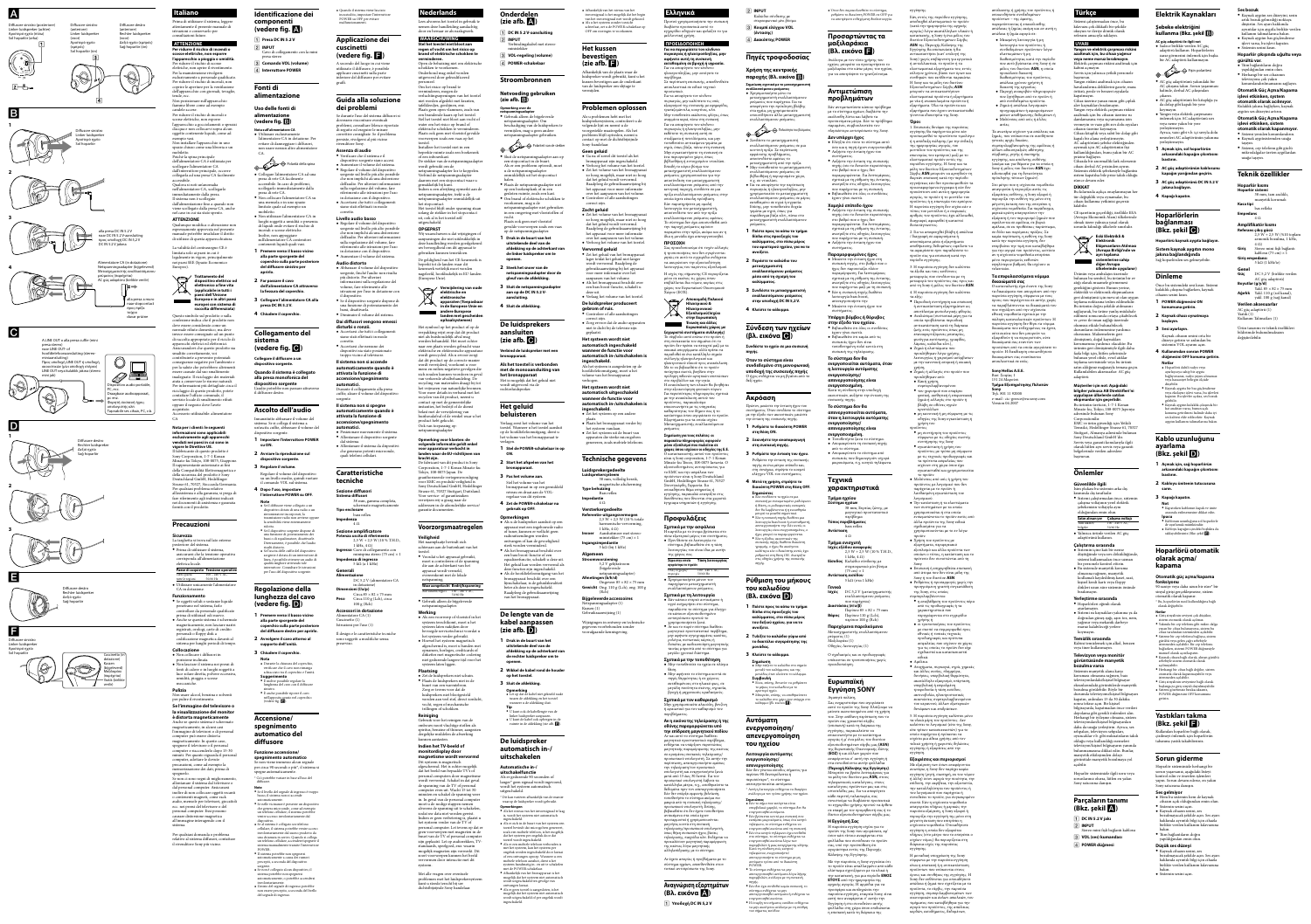# Italiano

## Identificazione dei componenti (vedere fig. A)

## Applicazione dei cuscinetti (vedere fig. F)

## Fonti di alimentazione

## Guida alla soluzione dei problemi

## Collegamento del sistema (vedere fig. C)

## Ascolto dell'audio

## Regolazione della lunghezza del cavo (vedere fig. D)

## Accensione/spegnimento automatico del diffusore

## Caratteristiche tecniche

# Nederlands

## Onderdelen (zie afb. A)

## Stroombronnen

## Het kussen bevestigen (zie afb. F)

## Problemen oplossen

## De luidsprekers aansluiten (zie afb. C)

## Het geluid beluisteren

## De lengte van de kabel aanpassen (zie afb. D)

## De luidspreker automatisch in-/uitschakelen

## Technische gegevens

# Ελληνικά

## Πηγές τροφοδοσίας

## Ακρόαση

## Ρύθμιση του μήκους του καλωδίου (Βλ. εικόνα D)

## Προφυλάξεις

## Τεχνικά χαρακτηριστικά

## Ευρωπαϊκή Εγγύηση SONY

# Türkçe

## Parçaların tanımı (Bkz. şekil A)

## Elektrik Kaynakları

## Hoparlörlerin bağlanması (Bkz. şekil C)

## Dinleme

## Kablo uzunluğunu ayarlama (Bkz. şekil D)

## Hoparlörü otomatik olarak açma/kapama

## Teknik özellikler

## Önlemler

## Yastıkları takma (Bkz. şekil F)

## Sorun giderme